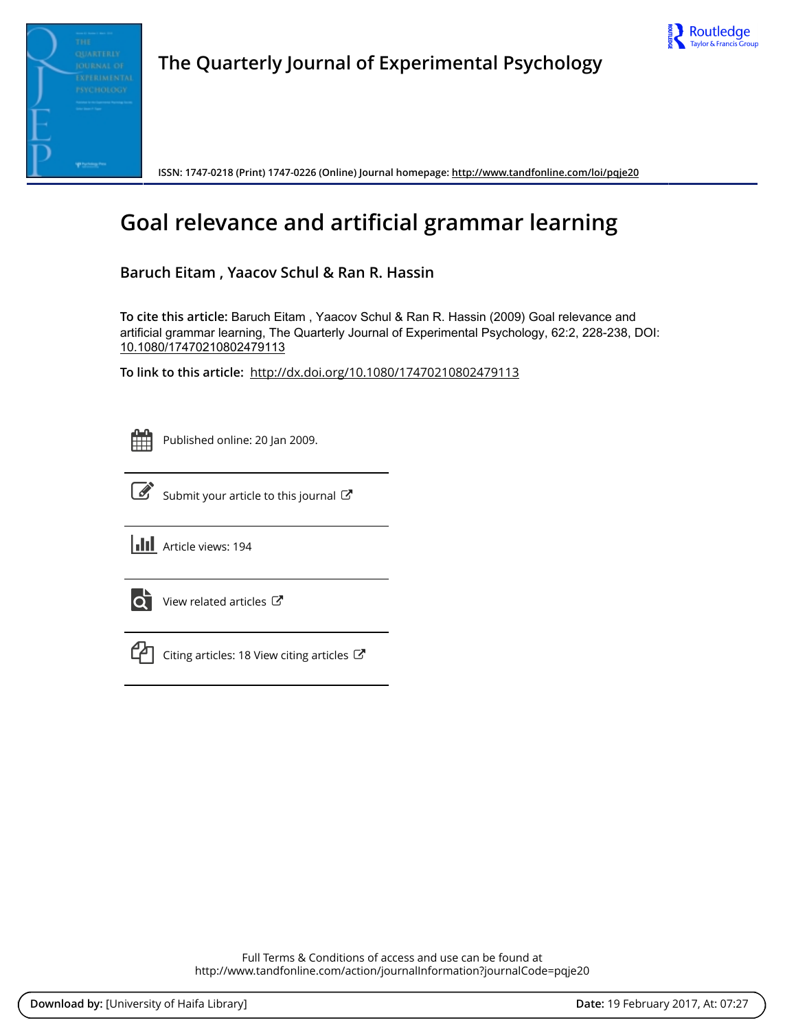# The Quarterly Journal of Experimental Psychology

ISSN: 1747-0218 (Print) 1747-0226 (Online) Journal homepage: http://www.tandfonline.com/loi/pqje20

# Goal relevance and artificial grammar learning

**Baruch Eitam , Yaacov Schul & Ran R. Hassin**

**To cite this article:** Baruch Eitam , Yaacov Schul & Ran R. Hassin (2009) Goal relevance and artificial grammar learning, The Quarterly Journal of Experimental Psychology, 62:2, 228-238, DOI: 10.1080/17470210802479113

**To link to this article:** http://dx.doi.org/10.1080/17470210802479113

Published online: 20 Jan 2009.

Submit your article to this journal

Article views: 194

View related articles

Citing articles: 18 View citing articles

Full Terms & Conditions of access and use can be found at
http://www.tandfonline.com/action/journalInformation?journalCode=pqje20

**Download by:** [University of Haifa Library] **Date:** 19 February 2017, At: 07:27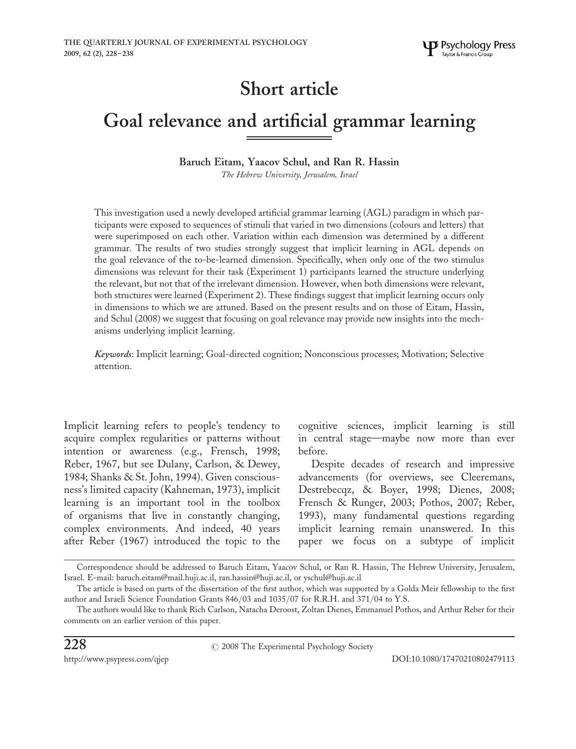Short article

# Goal relevance and artificial grammar learning

**Baruch Eitam, Yaacov Schul, and Ran R. Hassin**

*The Hebrew University, Jerusalem, Israel*

This investigation used a newly developed artificial grammar learning (AGL) paradigm in which participants were exposed to sequences of stimuli that varied in two dimensions (colours and letters) that were superimposed on each other. Variation within each dimension was determined by a different grammar. The results of two studies strongly suggest that implicit learning in AGL depends on the goal relevance of the to-be-learned dimension. Specifically, when only one of the two stimulus dimensions was relevant for their task (Experiment 1) participants learned the structure underlying the relevant, but not that of the irrelevant dimension. However, when both dimensions were relevant, both structures were learned (Experiment 2). These findings suggest that implicit learning occurs only in dimensions to which we are attuned. Based on the present results and on those of Eitam, Hassin, and Schul (2008) we suggest that focusing on goal relevance may provide new insights into the mechanisms underlying implicit learning.

*Keywords*: Implicit learning; Goal-directed cognition; Nonconscious processes; Motivation; Selective attention.

Implicit learning refers to people's tendency to acquire complex regularities or patterns without intention or awareness (e.g., Frensch, 1998; Reber, 1967, but see Dulany, Carlson, & Dewey, 1984; Shanks & St. John, 1994). Given consciousness's limited capacity (Kahneman, 1973), implicit learning is an important tool in the toolbox of organisms that live in constantly changing, complex environments. And indeed, 40 years after Reber (1967) introduced the topic to the cognitive sciences, implicit learning is still in central stage—maybe now more than ever before.

Despite decades of research and impressive advancements (for overviews, see Cleeremans, Destrebecqz, & Boyer, 1998; Dienes, 2008; Frensch & Runger, 2003; Pothos, 2007; Reber, 1993), many fundamental questions regarding implicit learning remain unanswered. In this paper we focus on a subtype of implicit

Correspondence should be addressed to Baruch Eitam, Yaacov Schul, or Ran R. Hassin, The Hebrew University, Jerusalem, Israel. E-mail: baruch.eitam@mail.huji.ac.il, ran.hassin@huji.ac.il, or yschul@huji.ac.il

The article is based on parts of the dissertation of the first author, which was supported by a Golda Meir fellowship to the first author and Israeli Science Foundation Grants 846/03 and 1035/07 for R.R.H. and 371/04 to Y.S.

The authors would like to thank Rich Carlson, Natacha Deroost, Zoltan Dienes, Emmanuel Pothos, and Arthur Reber for their comments on an earlier version of this paper.

© 2008 The Experimental Psychology Society

http://www.psypress.com/qjep DOI:10.1080/17470210802479113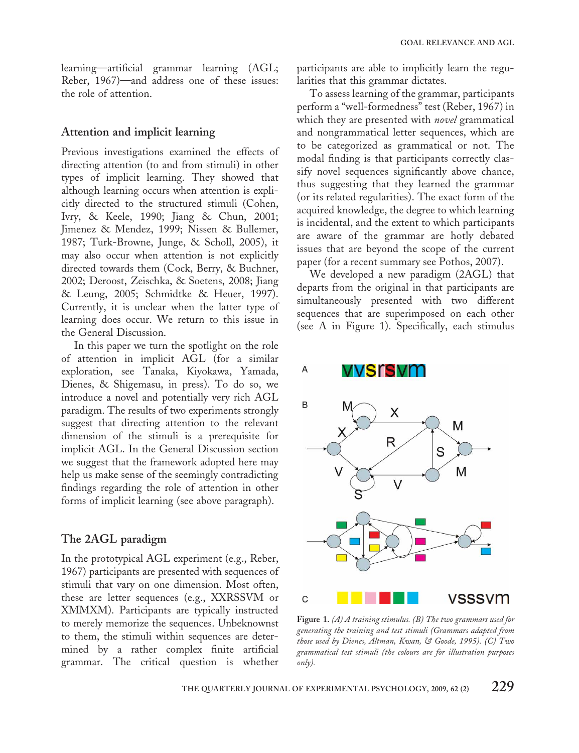learning—artificial grammar learning (AGL; Reber, 1967)—and address one of these issues: the role of attention.

## Attention and implicit learning

Previous investigations examined the effects of directing attention (to and from stimuli) in other types of implicit learning. They showed that although learning occurs when attention is explicitly directed to the structured stimuli (Cohen, Ivry, & Keele, 1990; Jiang & Chun, 2001; Jimenez & Mendez, 1999; Nissen & Bullemer, 1987; Turk-Browne, Junge, & Scholl, 2005), it may also occur when attention is not explicitly directed towards them (Cock, Berry, & Buchner, 2002; Deroost, Zeischka, & Soetens, 2008; Jiang & Leung, 2005; Schmidtke & Heuer, 1997). Currently, it is unclear when the latter type of learning does occur. We return to this issue in the General Discussion.

In this paper we turn the spotlight on the role of attention in implicit AGL (for a similar exploration, see Tanaka, Kiyokawa, Yamada, Dienes, & Shigemasu, in press). To do so, we introduce a novel and potentially very rich AGL paradigm. The results of two experiments strongly suggest that directing attention to the relevant dimension of the stimuli is a prerequisite for implicit AGL. In the General Discussion section we suggest that the framework adopted here may help us make sense of the seemingly contradicting findings regarding the role of attention in other forms of implicit learning (see above paragraph).

## The 2AGL paradigm

In the prototypical AGL experiment (e.g., Reber, 1967) participants are presented with sequences of stimuli that vary on one dimension. Most often, these are letter sequences (e.g., XXRSSVM or XMMXM). Participants are typically instructed to merely memorize the sequences. Unbeknownst to them, the stimuli within sequences are determined by a rather complex finite artificial grammar. The critical question is whether participants are able to implicitly learn the regularities that this grammar dictates.

To assess learning of the grammar, participants perform a "well-formedness" test (Reber, 1967) in which they are presented with *novel* grammatical and nongrammatical letter sequences, which are to be categorized as grammatical or not. The modal finding is that participants correctly classify novel sequences significantly above chance, thus suggesting that they learned the grammar (or its related regularities). The exact form of the acquired knowledge, the degree to which learning is incidental, and the extent to which participants are aware of the grammar are hotly debated issues that are beyond the scope of the current paper (for a recent summary see Pothos, 2007).

We developed a new paradigm (2AGL) that departs from the original in that participants are simultaneously presented with two different sequences that are superimposed on each other (see A in Figure 1). Specifically, each stimulus

**Figure 1.** *(A) A training stimulus. (B) The two grammars used for generating the training and test stimuli (Grammars adapted from those used by Dienes, Altman, Kwan, & Goode, 1995). (C) Two grammatical test stimuli (the colours are for illustration purposes only).*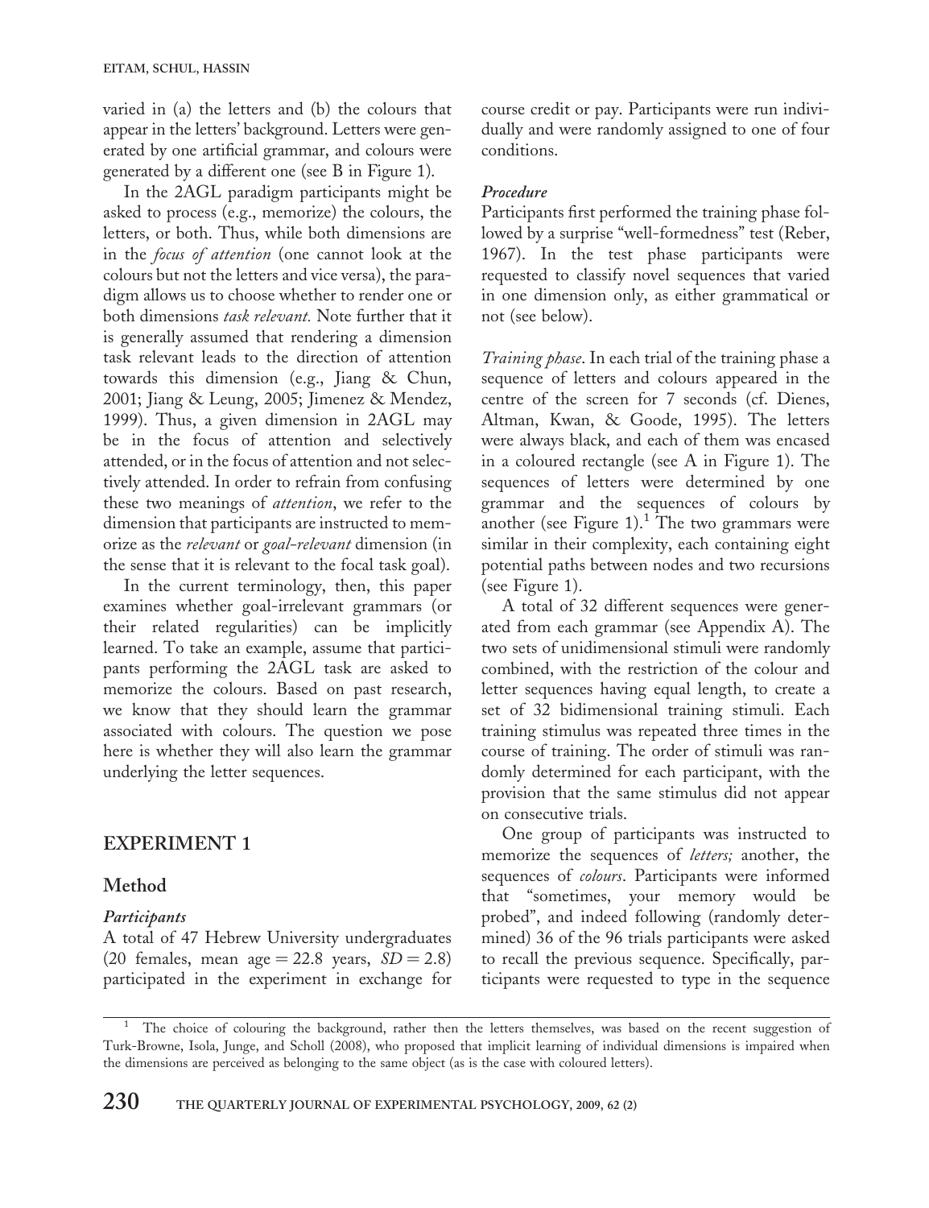varied in (a) the letters and (b) the colours that appear in the letters' background. Letters were generated by one artificial grammar, and colours were generated by a different one (see B in Figure 1).

In the 2AGL paradigm participants might be asked to process (e.g., memorize) the colours, the letters, or both. Thus, while both dimensions are in the *focus of attention* (one cannot look at the colours but not the letters and vice versa), the paradigm allows us to choose whether to render one or both dimensions *task relevant.* Note further that it is generally assumed that rendering a dimension task relevant leads to the direction of attention towards this dimension (e.g., Jiang & Chun, 2001; Jiang & Leung, 2005; Jimenez & Mendez, 1999). Thus, a given dimension in 2AGL may be in the focus of attention and selectively attended, or in the focus of attention and not selectively attended. In order to refrain from confusing these two meanings of *attention*, we refer to the dimension that participants are instructed to memorize as the *relevant* or *goal-relevant* dimension (in the sense that it is relevant to the focal task goal).

In the current terminology, then, this paper examines whether goal-irrelevant grammars (or their related regularities) can be implicitly learned. To take an example, assume that participants performing the 2AGL task are asked to memorize the colours. Based on past research, we know that they should learn the grammar associated with colours. The question we pose here is whether they will also learn the grammar underlying the letter sequences.

## EXPERIMENT 1

### Method

#### *Participants*

A total of 47 Hebrew University undergraduates (20 females, mean age = 22.8 years, $SD = 2.8$) participated in the experiment in exchange for course credit or pay. Participants were run individually and were randomly assigned to one of four conditions.

#### *Procedure*

Participants first performed the training phase followed by a surprise "well-formedness" test (Reber, 1967). In the test phase participants were requested to classify novel sequences that varied in one dimension only, as either grammatical or not (see below).

*Training phase*. In each trial of the training phase a sequence of letters and colours appeared in the centre of the screen for 7 seconds (cf. Dienes, Altman, Kwan, & Goode, 1995). The letters were always black, and each of them was encased in a coloured rectangle (see A in Figure 1). The sequences of letters were determined by one grammar and the sequences of colours by another (see Figure 1).[1] The two grammars were similar in their complexity, each containing eight potential paths between nodes and two recursions (see Figure 1).

A total of 32 different sequences were generated from each grammar (see Appendix A). The two sets of unidimensional stimuli were randomly combined, with the restriction of the colour and letter sequences having equal length, to create a set of 32 bidimensional training stimuli. Each training stimulus was repeated three times in the course of training. The order of stimuli was randomly determined for each participant, with the provision that the same stimulus did not appear on consecutive trials.

One group of participants was instructed to memorize the sequences of *letters;* another, the sequences of *colours*. Participants were informed that "sometimes, your memory would be probed", and indeed following (randomly determined) 36 of the 96 trials participants were asked to recall the previous sequence. Specifically, participants were requested to type in the sequence

---

[1] The choice of colouring the background, rather then the letters themselves, was based on the recent suggestion of Turk-Browne, Isola, Junge, and Scholl (2008), who proposed that implicit learning of individual dimensions is impaired when the dimensions are perceived as belonging to the same object (as is the case with coloured letters).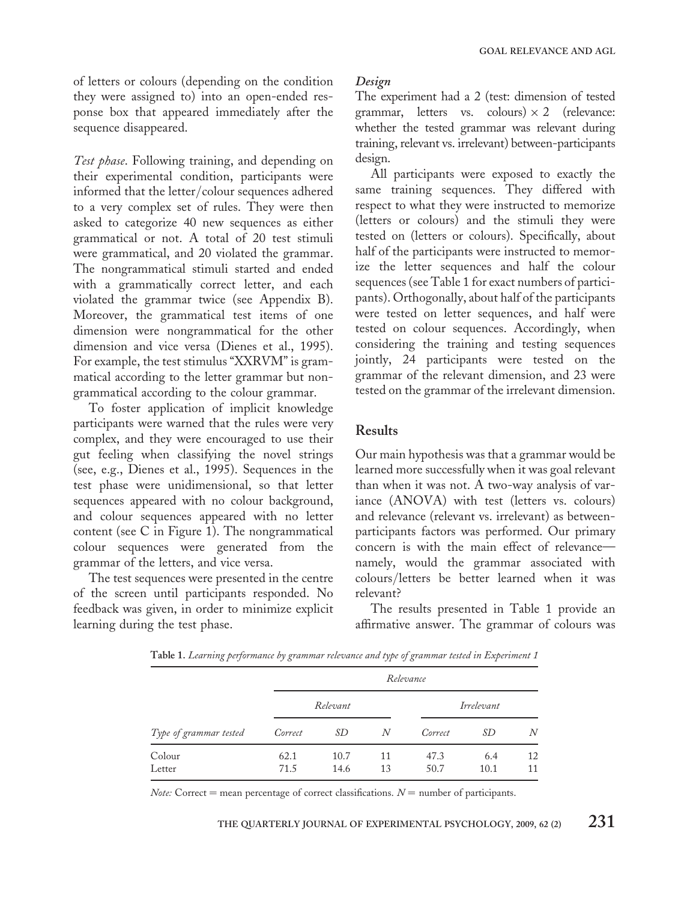of letters or colours (depending on the condition they were assigned to) into an open-ended response box that appeared immediately after the sequence disappeared.

*Test phase*. Following training, and depending on their experimental condition, participants were informed that the letter/colour sequences adhered to a very complex set of rules. They were then asked to categorize 40 new sequences as either grammatical or not. A total of 20 test stimuli were grammatical, and 20 violated the grammar. The nongrammatical stimuli started and ended with a grammatically correct letter, and each violated the grammar twice (see Appendix B). Moreover, the grammatical test items of one dimension were nongrammatical for the other dimension and vice versa (Dienes et al., 1995). For example, the test stimulus "XXRVM" is grammatical according to the letter grammar but nongrammatical according to the colour grammar.

To foster application of implicit knowledge participants were warned that the rules were very complex, and they were encouraged to use their gut feeling when classifying the novel strings (see, e.g., Dienes et al., 1995). Sequences in the test phase were unidimensional, so that letter sequences appeared with no colour background, and colour sequences appeared with no letter content (see C in Figure 1). The nongrammatical colour sequences were generated from the grammar of the letters, and vice versa.

The test sequences were presented in the centre of the screen until participants responded. No feedback was given, in order to minimize explicit learning during the test phase.

### *Design*

The experiment had a 2 (test: dimension of tested grammar, letters vs. colours) $\times$ 2 (relevance: whether the tested grammar was relevant during training, relevant vs. irrelevant) between-participants design.

All participants were exposed to exactly the same training sequences. They differed with respect to what they were instructed to memorize (letters or colours) and the stimuli they were tested on (letters or colours). Specifically, about half of the participants were instructed to memorize the letter sequences and half the colour sequences (see Table 1 for exact numbers of participants). Orthogonally, about half of the participants were tested on letter sequences, and half were tested on colour sequences. Accordingly, when considering the training and testing sequences jointly, 24 participants were tested on the grammar of the relevant dimension, and 23 were tested on the grammar of the irrelevant dimension.

## Results

Our main hypothesis was that a grammar would be learned more successfully when it was goal relevant than when it was not. A two-way analysis of variance (ANOVA) with test (letters vs. colours) and relevance (relevant vs. irrelevant) as between-participants factors was performed. Our primary concern is with the main effect of relevance—namely, would the grammar associated with colours/letters be better learned when it was relevant?

The results presented in Table 1 provide an affirmative answer. The grammar of colours was

**Table 1.** *Learning performance by grammar relevance and type of grammar tested in Experiment 1*

| | *Relevance* | | | | | |
|---|---|---|---|---|---|---|
| | *Relevant* | | | *Irrelevant* | | |
| *Type of grammar tested* | *Correct* | *SD* | *N* | *Correct* | *SD* | *N* |
| Colour | 62.1 | 10.7 | 11 | 47.3 | 6.4 | 12 |
| Letter | 71.5 | 14.6 | 13 | 50.7 | 10.1 | 11 |

*Note:* Correct = mean percentage of correct classifications. $N$ = number of participants.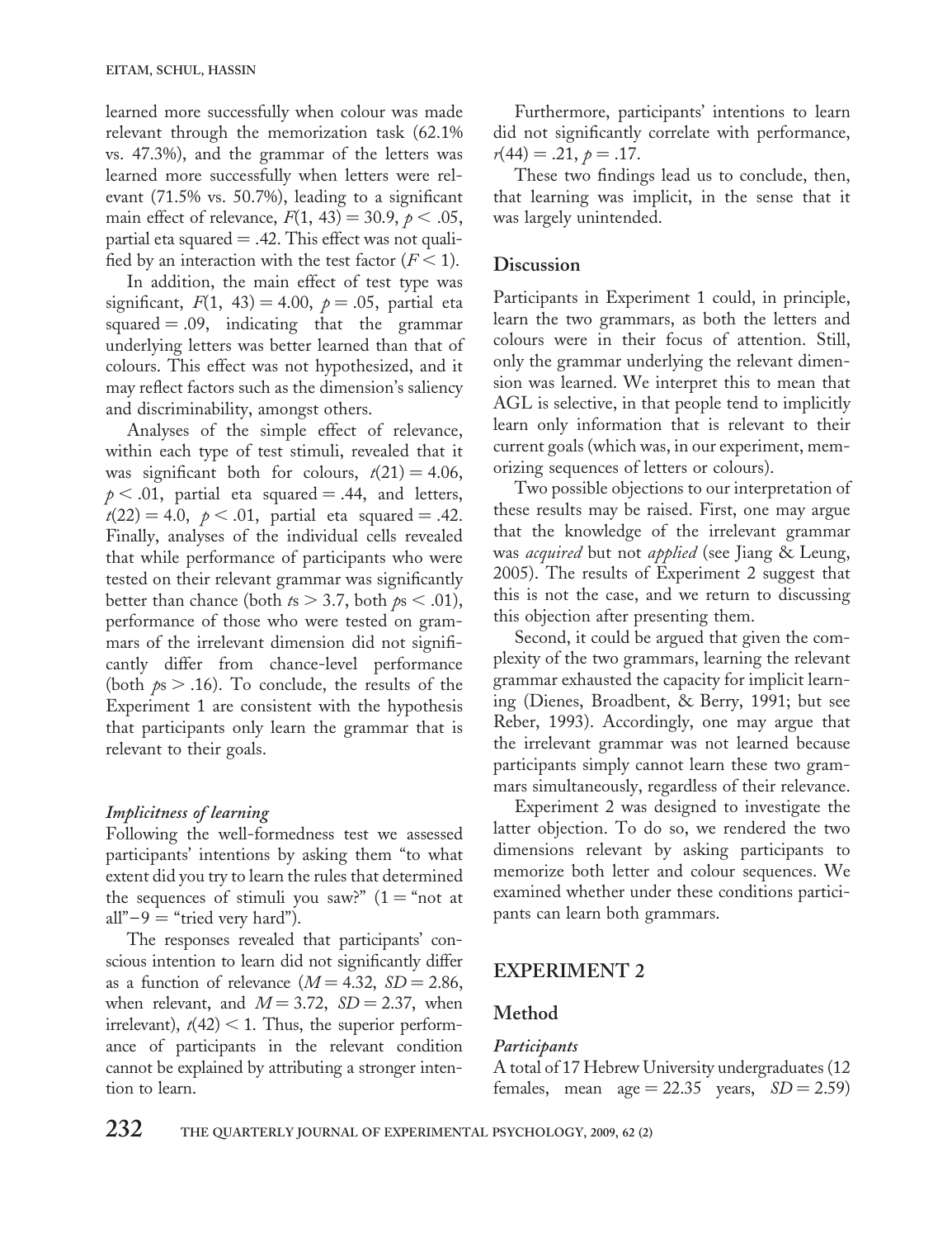learned more successfully when colour was made relevant through the memorization task (62.1% vs. 47.3%), and the grammar of the letters was learned more successfully when letters were relevant (71.5% vs. 50.7%), leading to a significant main effect of relevance, $F(1, 43) = 30.9$, $p < .05$, partial eta squared = .42. This effect was not qualified by an interaction with the test factor ($F < 1$).

In addition, the main effect of test type was significant, $F(1, 43) = 4.00$, $p = .05$, partial eta squared = .09, indicating that the grammar underlying letters was better learned than that of colours. This effect was not hypothesized, and it may reflect factors such as the dimension's saliency and discriminability, amongst others.

Analyses of the simple effect of relevance, within each type of test stimuli, revealed that it was significant both for colours, $t(21) = 4.06$, $p < .01$, partial eta squared = .44, and letters, $t(22) = 4.0$, $p < .01$, partial eta squared = .42. Finally, analyses of the individual cells revealed that while performance of participants who were tested on their relevant grammar was significantly better than chance (both $t$s > 3.7, both $p$s < .01), performance of those who were tested on grammars of the irrelevant dimension did not significantly differ from chance-level performance (both $p$s > .16). To conclude, the results of the Experiment 1 are consistent with the hypothesis that participants only learn the grammar that is relevant to their goals.

#### *Implicitness of learning*

Following the well-formedness test we assessed participants' intentions by asking them "to what extent did you try to learn the rules that determined the sequences of stimuli you saw?" (1 = "not at all"–9 = "tried very hard").

The responses revealed that participants' conscious intention to learn did not significantly differ as a function of relevance ($M = 4.32$, $SD = 2.86$, when relevant, and $M = 3.72$, $SD = 2.37$, when irrelevant), $t(42) < 1$. Thus, the superior performance of participants in the relevant condition cannot be explained by attributing a stronger intention to learn.

Furthermore, participants' intentions to learn did not significantly correlate with performance, $r(44) = .21$, $p = .17$.

These two findings lead us to conclude, then, that learning was implicit, in the sense that it was largely unintended.

### Discussion

Participants in Experiment 1 could, in principle, learn the two grammars, as both the letters and colours were in their focus of attention. Still, only the grammar underlying the relevant dimension was learned. We interpret this to mean that AGL is selective, in that people tend to implicitly learn only information that is relevant to their current goals (which was, in our experiment, memorizing sequences of letters or colours).

Two possible objections to our interpretation of these results may be raised. First, one may argue that the knowledge of the irrelevant grammar was *acquired* but not *applied* (see Jiang & Leung, 2005). The results of Experiment 2 suggest that this is not the case, and we return to discussing this objection after presenting them.

Second, it could be argued that given the complexity of the two grammars, learning the relevant grammar exhausted the capacity for implicit learning (Dienes, Broadbent, & Berry, 1991; but see Reber, 1993). Accordingly, one may argue that the irrelevant grammar was not learned because participants simply cannot learn these two grammars simultaneously, regardless of their relevance.

Experiment 2 was designed to investigate the latter objection. To do so, we rendered the two dimensions relevant by asking participants to memorize both letter and colour sequences. We examined whether under these conditions participants can learn both grammars.

## EXPERIMENT 2

### Method

#### *Participants*

A total of 17 Hebrew University undergraduates (12 females, mean age = 22.35 years, $SD = 2.59$)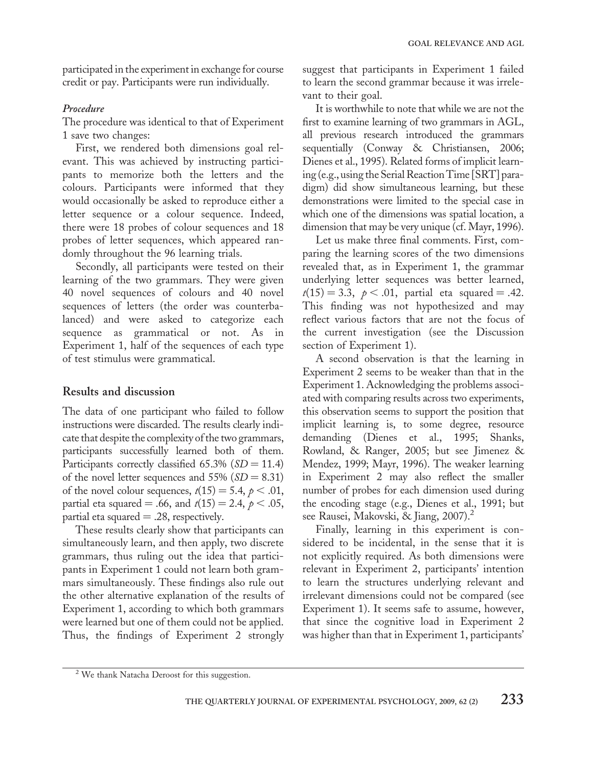participated in the experiment in exchange for course credit or pay. Participants were run individually.

### *Procedure*

The procedure was identical to that of Experiment 1 save two changes:

First, we rendered both dimensions goal relevant. This was achieved by instructing participants to memorize both the letters and the colours. Participants were informed that they would occasionally be asked to reproduce either a letter sequence or a colour sequence. Indeed, there were 18 probes of colour sequences and 18 probes of letter sequences, which appeared randomly throughout the 96 learning trials.

Secondly, all participants were tested on their learning of the two grammars. They were given 40 novel sequences of colours and 40 novel sequences of letters (the order was counterbalanced) and were asked to categorize each sequence as grammatical or not. As in Experiment 1, half of the sequences of each type of test stimulus were grammatical.

## Results and discussion

The data of one participant who failed to follow instructions were discarded. The results clearly indicate that despite the complexity of the two grammars, participants successfully learned both of them. Participants correctly classified 65.3% ($SD = 11.4$) of the novel letter sequences and 55% ($SD = 8.31$) of the novel colour sequences, $t(15) = 5.4$, $p < .01$, partial eta squared = .66, and $t(15) = 2.4$, $p < .05$, partial eta squared = .28, respectively.

These results clearly show that participants can simultaneously learn, and then apply, two discrete grammars, thus ruling out the idea that participants in Experiment 1 could not learn both grammars simultaneously. These findings also rule out the other alternative explanation of the results of Experiment 1, according to which both grammars were learned but one of them could not be applied. Thus, the findings of Experiment 2 strongly suggest that participants in Experiment 1 failed to learn the second grammar because it was irrelevant to their goal.

It is worthwhile to note that while we are not the first to examine learning of two grammars in AGL, all previous research introduced the grammars sequentially (Conway & Christiansen, 2006; Dienes et al., 1995). Related forms of implicit learning (e.g., using the Serial Reaction Time [SRT] paradigm) did show simultaneous learning, but these demonstrations were limited to the special case in which one of the dimensions was spatial location, a dimension that may be very unique (cf. Mayr, 1996).

Let us make three final comments. First, comparing the learning scores of the two dimensions revealed that, as in Experiment 1, the grammar underlying letter sequences was better learned, $t(15) = 3.3$, $p < .01$, partial eta squared = .42. This finding was not hypothesized and may reflect various factors that are not the focus of the current investigation (see the Discussion section of Experiment 1).

A second observation is that the learning in Experiment 2 seems to be weaker than that in the Experiment 1. Acknowledging the problems associated with comparing results across two experiments, this observation seems to support the position that implicit learning is, to some degree, resource demanding (Dienes et al., 1995; Shanks, Rowland, & Ranger, 2005; but see Jimenez & Mendez, 1999; Mayr, 1996). The weaker learning in Experiment 2 may also reflect the smaller number of probes for each dimension used during the encoding stage (e.g., Dienes et al., 1991; but see Rausei, Makovski, & Jiang, 2007).[2]

Finally, learning in this experiment is considered to be incidental, in the sense that it is not explicitly required. As both dimensions were relevant in Experiment 2, participants' intention to learn the structures underlying relevant and irrelevant dimensions could not be compared (see Experiment 1). It seems safe to assume, however, that since the cognitive load in Experiment 2 was higher than that in Experiment 1, participants'

[2] We thank Natacha Deroost for this suggestion.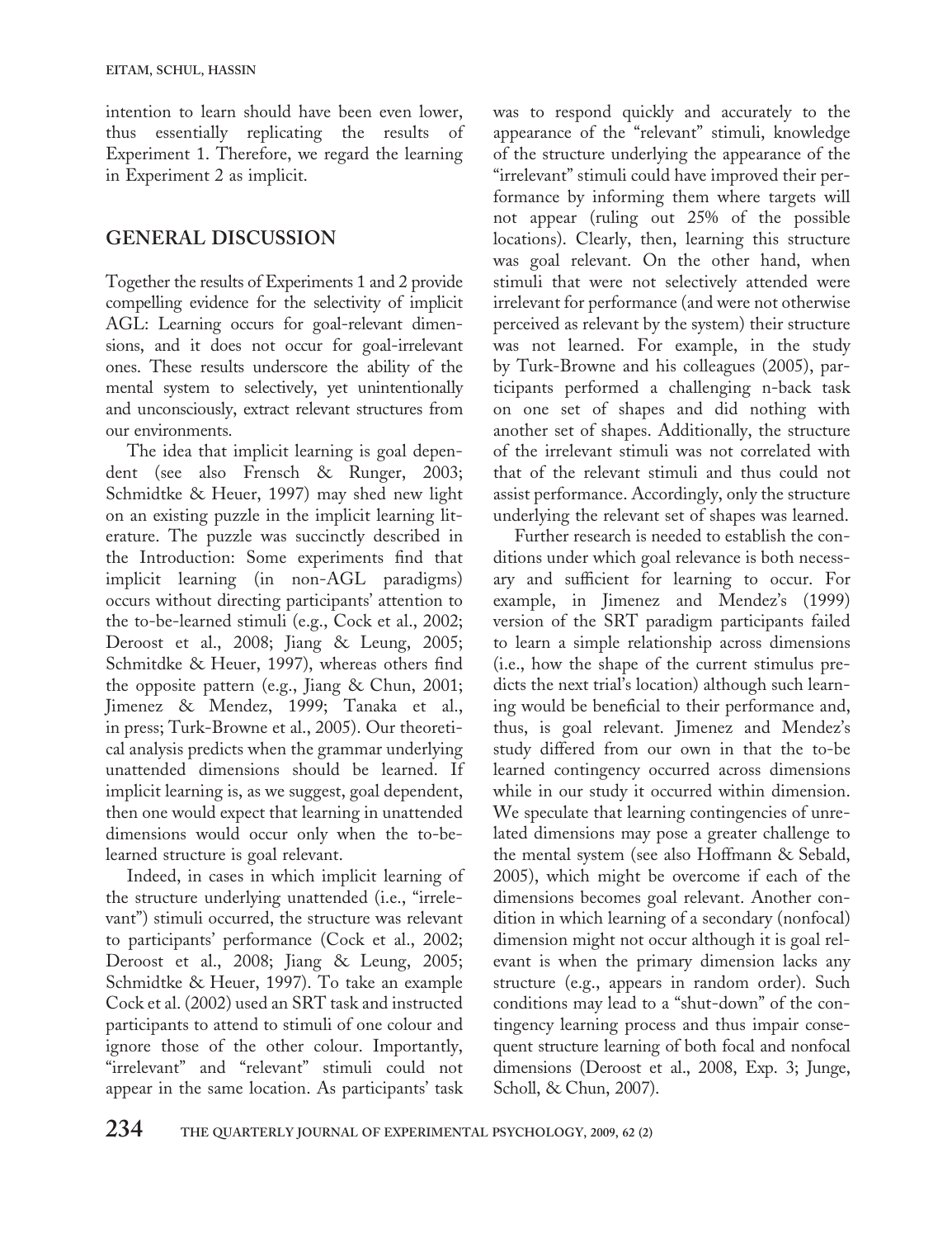intention to learn should have been even lower, thus essentially replicating the results of Experiment 1. Therefore, we regard the learning in Experiment 2 as implicit.

## GENERAL DISCUSSION

Together the results of Experiments 1 and 2 provide compelling evidence for the selectivity of implicit AGL: Learning occurs for goal-relevant dimensions, and it does not occur for goal-irrelevant ones. These results underscore the ability of the mental system to selectively, yet unintentionally and unconsciously, extract relevant structures from our environments.

The idea that implicit learning is goal dependent (see also Frensch & Runger, 2003; Schmidtke & Heuer, 1997) may shed new light on an existing puzzle in the implicit learning literature. The puzzle was succinctly described in the Introduction: Some experiments find that implicit learning (in non-AGL paradigms) occurs without directing participants' attention to the to-be-learned stimuli (e.g., Cock et al., 2002; Deroost et al., 2008; Jiang & Leung, 2005; Schmitdke & Heuer, 1997), whereas others find the opposite pattern (e.g., Jiang & Chun, 2001; Jimenez & Mendez, 1999; Tanaka et al., in press; Turk-Browne et al., 2005). Our theoretical analysis predicts when the grammar underlying unattended dimensions should be learned. If implicit learning is, as we suggest, goal dependent, then one would expect that learning in unattended dimensions would occur only when the to-be-learned structure is goal relevant.

Indeed, in cases in which implicit learning of the structure underlying unattended (i.e., "irrelevant") stimuli occurred, the structure was relevant to participants' performance (Cock et al., 2002; Deroost et al., 2008; Jiang & Leung, 2005; Schmidtke & Heuer, 1997). To take an example Cock et al. (2002) used an SRT task and instructed participants to attend to stimuli of one colour and ignore those of the other colour. Importantly, "irrelevant" and "relevant" stimuli could not appear in the same location. As participants' task was to respond quickly and accurately to the appearance of the "relevant" stimuli, knowledge of the structure underlying the appearance of the "irrelevant" stimuli could have improved their performance by informing them where targets will not appear (ruling out 25% of the possible locations). Clearly, then, learning this structure was goal relevant. On the other hand, when stimuli that were not selectively attended were irrelevant for performance (and were not otherwise perceived as relevant by the system) their structure was not learned. For example, in the study by Turk-Browne and his colleagues (2005), participants performed a challenging n-back task on one set of shapes and did nothing with another set of shapes. Additionally, the structure of the irrelevant stimuli was not correlated with that of the relevant stimuli and thus could not assist performance. Accordingly, only the structure underlying the relevant set of shapes was learned.

Further research is needed to establish the conditions under which goal relevance is both necessary and sufficient for learning to occur. For example, in Jimenez and Mendez's (1999) version of the SRT paradigm participants failed to learn a simple relationship across dimensions (i.e., how the shape of the current stimulus predicts the next trial's location) although such learning would be beneficial to their performance and, thus, is goal relevant. Jimenez and Mendez's study differed from our own in that the to-be learned contingency occurred across dimensions while in our study it occurred within dimension. We speculate that learning contingencies of unrelated dimensions may pose a greater challenge to the mental system (see also Hoffmann & Sebald, 2005), which might be overcome if each of the dimensions becomes goal relevant. Another condition in which learning of a secondary (nonfocal) dimension might not occur although it is goal relevant is when the primary dimension lacks any structure (e.g., appears in random order). Such conditions may lead to a "shut-down" of the contingency learning process and thus impair consequent structure learning of both focal and nonfocal dimensions (Deroost et al., 2008, Exp. 3; Junge, Scholl, & Chun, 2007).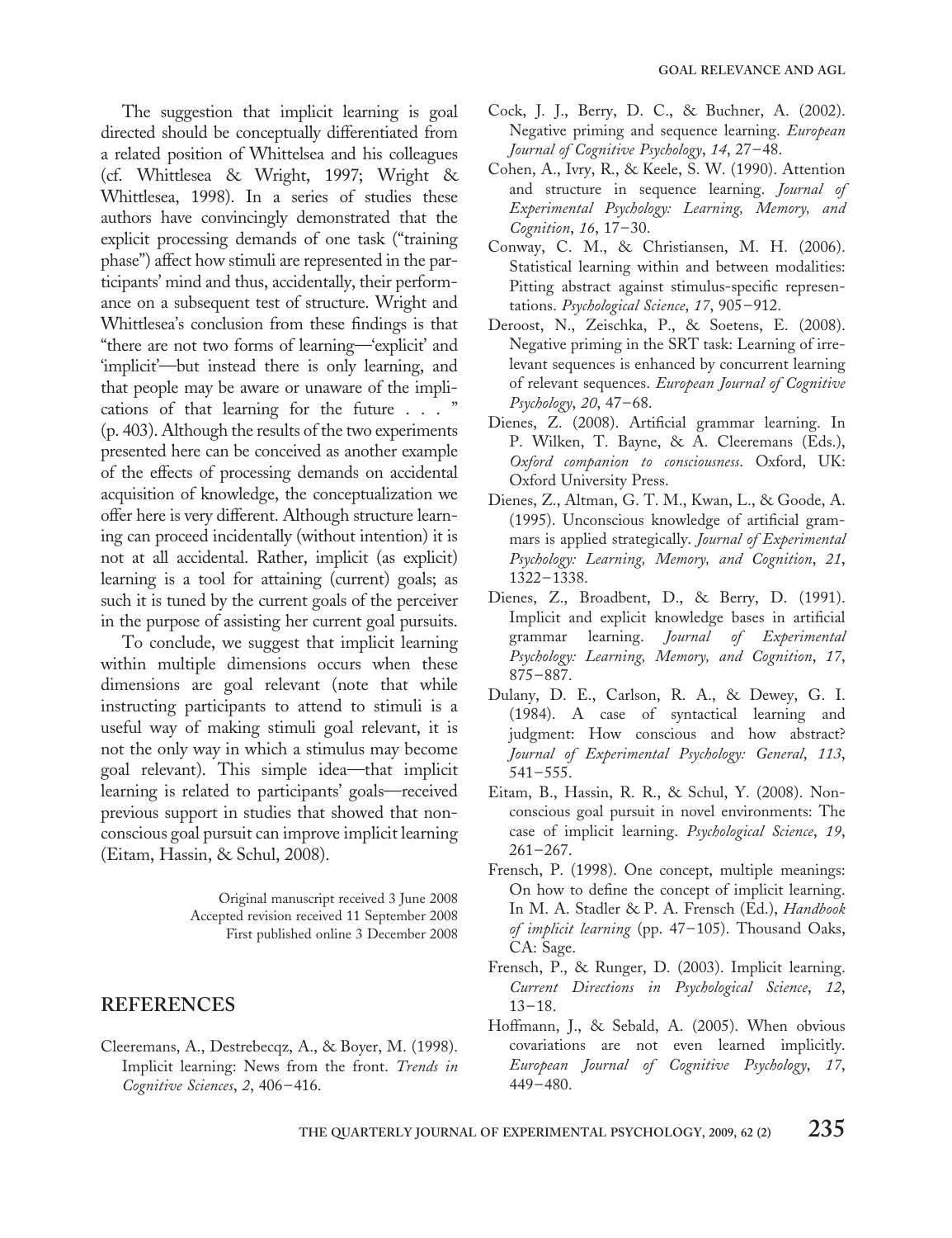The suggestion that implicit learning is goal directed should be conceptually differentiated from a related position of Whittelsea and his colleagues (cf. Whittlesea & Wright, 1997; Wright & Whittlesea, 1998). In a series of studies these authors have convincingly demonstrated that the explicit processing demands of one task ("training phase") affect how stimuli are represented in the participants' mind and thus, accidentally, their performance on a subsequent test of structure. Wright and Whittlesea's conclusion from these findings is that "there are not two forms of learning—'explicit' and 'implicit'—but instead there is only learning, and that people may be aware or unaware of the implications of that learning for the future . . . " (p. 403). Although the results of the two experiments presented here can be conceived as another example of the effects of processing demands on accidental acquisition of knowledge, the conceptualization we offer here is very different. Although structure learning can proceed incidentally (without intention) it is not at all accidental. Rather, implicit (as explicit) learning is a tool for attaining (current) goals; as such it is tuned by the current goals of the perceiver in the purpose of assisting her current goal pursuits.

To conclude, we suggest that implicit learning within multiple dimensions occurs when these dimensions are goal relevant (note that while instructing participants to attend to stimuli is a useful way of making stimuli goal relevant, it is not the only way in which a stimulus may become goal relevant). This simple idea—that implicit learning is related to participants' goals—received previous support in studies that showed that nonconscious goal pursuit can improve implicit learning (Eitam, Hassin, & Schul, 2008).

Original manuscript received 3 June 2008
Accepted revision received 11 September 2008
First published online 3 December 2008

## REFERENCES

Cleeremans, A., Destrebecqz, A., & Boyer, M. (1998). Implicit learning: News from the front. *Trends in Cognitive Sciences*, *2*, 406–416.

Cock, J. J., Berry, D. C., & Buchner, A. (2002). Negative priming and sequence learning. *European Journal of Cognitive Psychology*, *14*, 27–48.

Cohen, A., Ivry, R., & Keele, S. W. (1990). Attention and structure in sequence learning. *Journal of Experimental Psychology: Learning, Memory, and Cognition*, *16*, 17–30.

Conway, C. M., & Christiansen, M. H. (2006). Statistical learning within and between modalities: Pitting abstract against stimulus-specific representations. *Psychological Science*, *17*, 905–912.

Deroost, N., Zeischka, P., & Soetens, E. (2008). Negative priming in the SRT task: Learning of irrelevant sequences is enhanced by concurrent learning of relevant sequences. *European Journal of Cognitive Psychology*, *20*, 47–68.

Dienes, Z. (2008). Artificial grammar learning. In P. Wilken, T. Bayne, & A. Cleeremans (Eds.), *Oxford companion to consciousness*. Oxford, UK: Oxford University Press.

Dienes, Z., Altman, G. T. M., Kwan, L., & Goode, A. (1995). Unconscious knowledge of artificial grammars is applied strategically. *Journal of Experimental Psychology: Learning, Memory, and Cognition*, *21*, 1322–1338.

Dienes, Z., Broadbent, D., & Berry, D. (1991). Implicit and explicit knowledge bases in artificial grammar learning. *Journal of Experimental Psychology: Learning, Memory, and Cognition*, *17*, 875–887.

Dulany, D. E., Carlson, R. A., & Dewey, G. I. (1984). A case of syntactical learning and judgment: How conscious and how abstract? *Journal of Experimental Psychology: General*, *113*, 541–555.

Eitam, B., Hassin, R. R., & Schul, Y. (2008). Nonconscious goal pursuit in novel environments: The case of implicit learning. *Psychological Science*, *19*, 261–267.

Frensch, P. (1998). One concept, multiple meanings: On how to define the concept of implicit learning. In M. A. Stadler & P. A. Frensch (Ed.), *Handbook of implicit learning* (pp. 47–105). Thousand Oaks, CA: Sage.

Frensch, P., & Runger, D. (2003). Implicit learning. *Current Directions in Psychological Science*, *12*, 13–18.

Hoffmann, J., & Sebald, A. (2005). When obvious covariations are not even learned implicitly. *European Journal of Cognitive Psychology*, *17*, 449–480.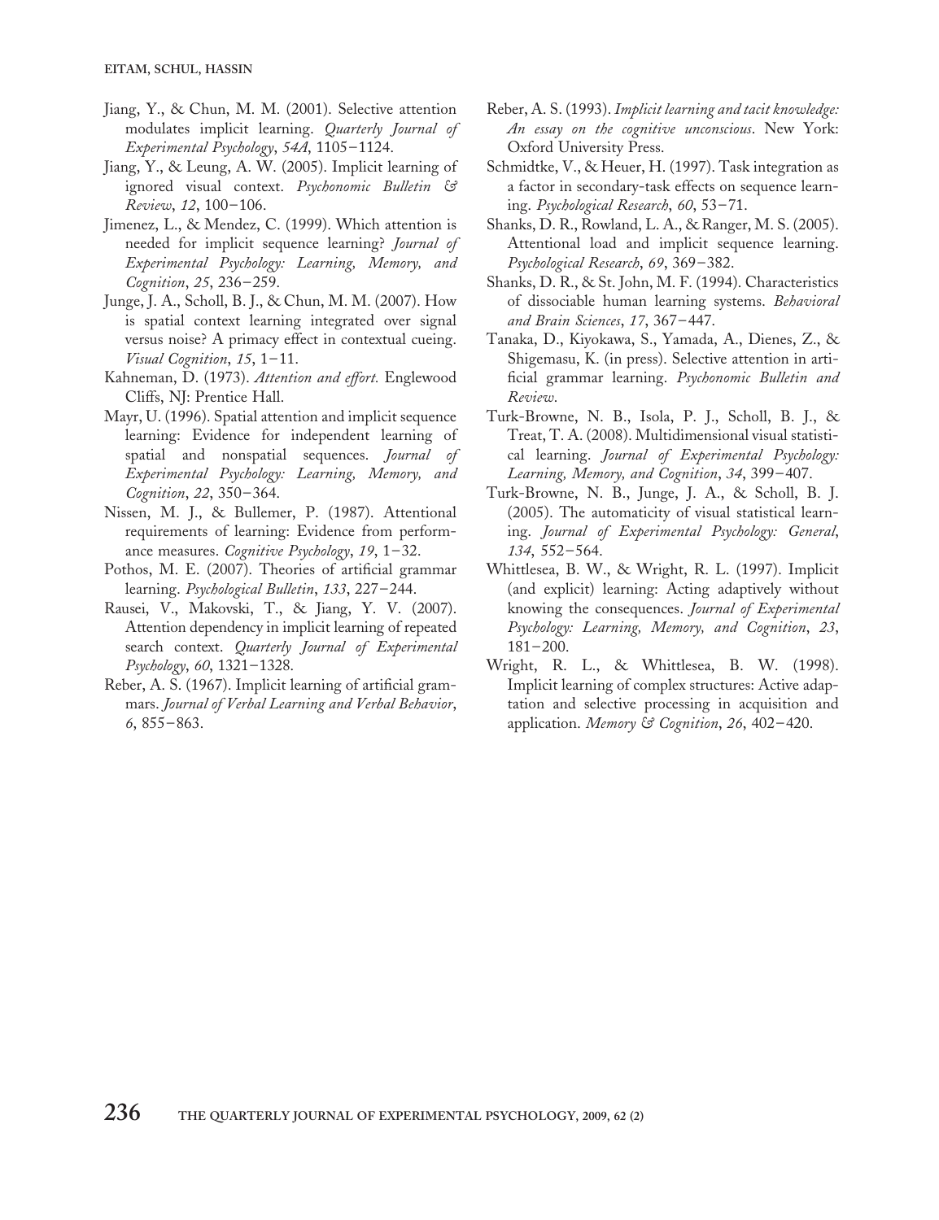Jiang, Y., & Chun, M. M. (2001). Selective attention modulates implicit learning. *Quarterly Journal of Experimental Psychology*, *54A*, 1105–1124.

Jiang, Y., & Leung, A. W. (2005). Implicit learning of ignored visual context. *Psychonomic Bulletin & Review*, *12*, 100–106.

Jimenez, L., & Mendez, C. (1999). Which attention is needed for implicit sequence learning? *Journal of Experimental Psychology: Learning, Memory, and Cognition*, *25*, 236–259.

Junge, J. A., Scholl, B. J., & Chun, M. M. (2007). How is spatial context learning integrated over signal versus noise? A primacy effect in contextual cueing. *Visual Cognition*, *15*, 1–11.

Kahneman, D. (1973). *Attention and effort.* Englewood Cliffs, NJ: Prentice Hall.

Mayr, U. (1996). Spatial attention and implicit sequence learning: Evidence for independent learning of spatial and nonspatial sequences. *Journal of Experimental Psychology: Learning, Memory, and Cognition*, *22*, 350–364.

Nissen, M. J., & Bullemer, P. (1987). Attentional requirements of learning: Evidence from performance measures. *Cognitive Psychology*, *19*, 1–32.

Pothos, M. E. (2007). Theories of artificial grammar learning. *Psychological Bulletin*, *133*, 227–244.

Rausei, V., Makovski, T., & Jiang, Y. V. (2007). Attention dependency in implicit learning of repeated search context. *Quarterly Journal of Experimental Psychology*, *60*, 1321–1328.

Reber, A. S. (1967). Implicit learning of artificial grammars. *Journal of Verbal Learning and Verbal Behavior*, *6*, 855–863.

Reber, A. S. (1993). *Implicit learning and tacit knowledge: An essay on the cognitive unconscious*. New York: Oxford University Press.

Schmidtke, V., & Heuer, H. (1997). Task integration as a factor in secondary-task effects on sequence learning. *Psychological Research*, *60*, 53–71.

Shanks, D. R., Rowland, L. A., & Ranger, M. S. (2005). Attentional load and implicit sequence learning. *Psychological Research*, *69*, 369–382.

Shanks, D. R., & St. John, M. F. (1994). Characteristics of dissociable human learning systems. *Behavioral and Brain Sciences*, *17*, 367–447.

Tanaka, D., Kiyokawa, S., Yamada, A., Dienes, Z., & Shigemasu, K. (in press). Selective attention in artificial grammar learning. *Psychonomic Bulletin and Review*.

Turk-Browne, N. B., Isola, P. J., Scholl, B. J., & Treat, T. A. (2008). Multidimensional visual statistical learning. *Journal of Experimental Psychology: Learning, Memory, and Cognition*, *34*, 399–407.

Turk-Browne, N. B., Junge, J. A., & Scholl, B. J. (2005). The automaticity of visual statistical learning. *Journal of Experimental Psychology: General*, *134*, 552–564.

Whittlesea, B. W., & Wright, R. L. (1997). Implicit (and explicit) learning: Acting adaptively without knowing the consequences. *Journal of Experimental Psychology: Learning, Memory, and Cognition*, *23*, 181–200.

Wright, R. L., & Whittlesea, B. W. (1998). Implicit learning of complex structures: Active adaptation and selective processing in acquisition and application. *Memory & Cognition*, *26*, 402–420.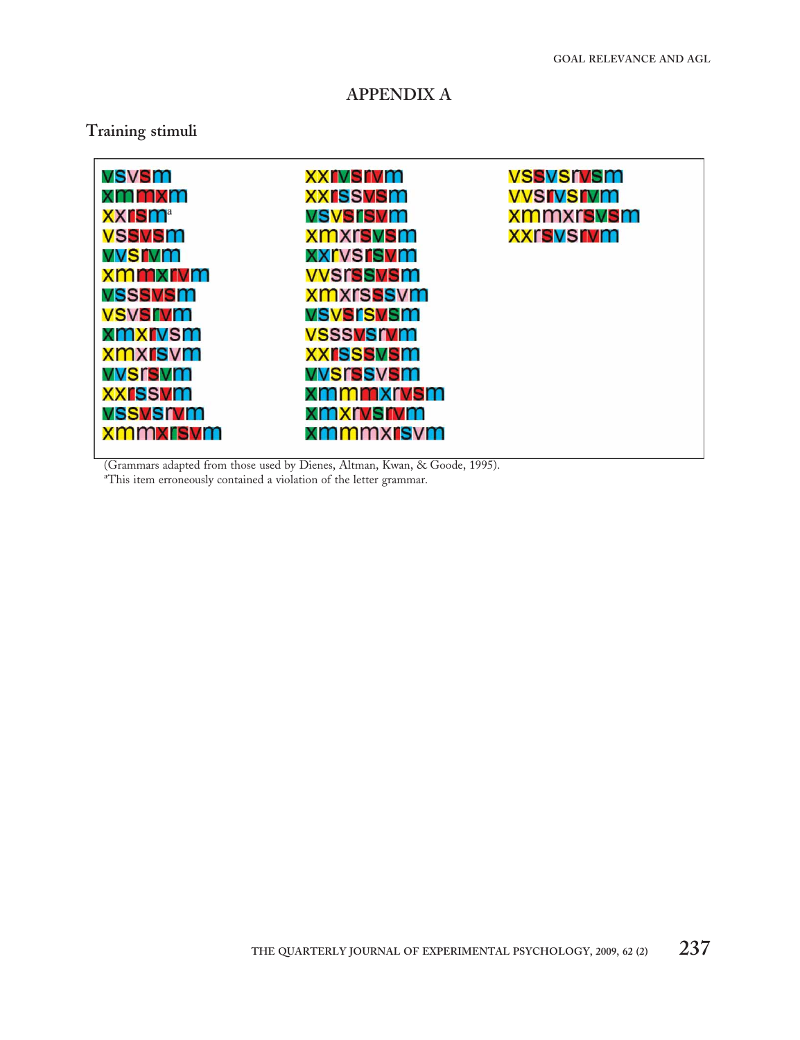# APPENDIX A

## Training stimuli

| | | |
|---|---|---|
| vsvsm | xxrvsrvm | vssvsrvsm |
| xmmxm | xxrssvsm | vvsrvsrvm |
| xxrsm[a] | vsvsrsvm | xmmxrsvsm |
| vssvsm | xmxrsvsm | xxrsvsrvm |
| vvsrvm | xxrvsrsvm | |
| xmmxrvm | vvsrssvsm | |
| vsssvsm | xmxrsssvm | |
| vsvsrvm | vsvsrsvsm | |
| xmxrvsm | vssssvsrvm | |
| xmxrsvm | xxrsssvsm | |
| vvsrsvm | vvsrssvsm | |
| xxrssvm | xmmmxrvsm | |
| vssvsrvm | xmxrvsrvm | |
| xmmxrsvm | xmmmxrsvm | |

(Grammars adapted from those used by Dienes, Altman, Kwan, & Goode, 1995).

[a]This item erroneously contained a violation of the letter grammar.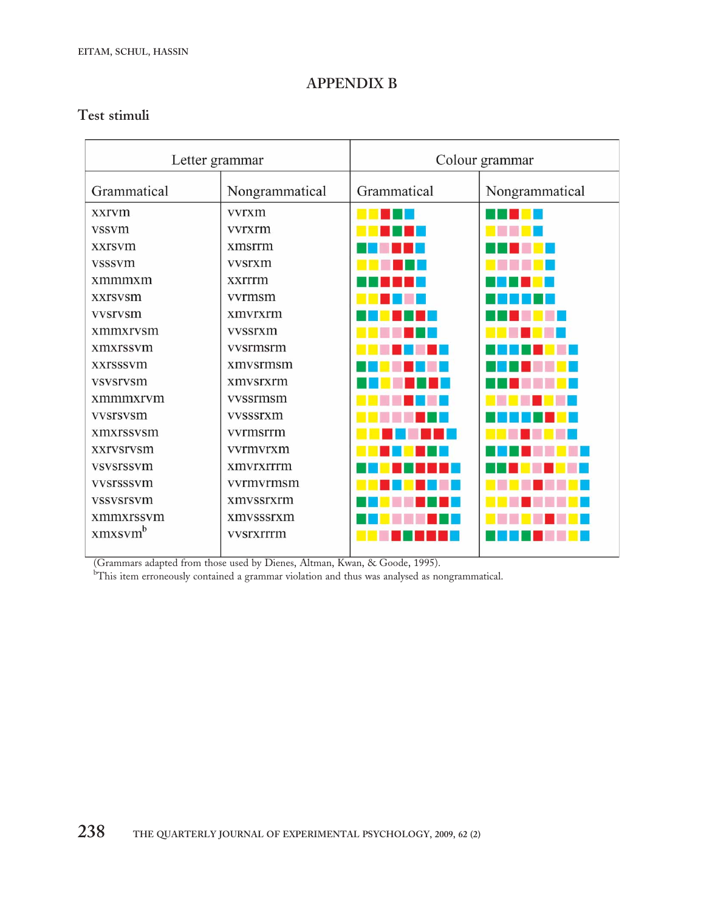# APPENDIX B

## Test stimuli

| Letter grammar | | Colour grammar | |
|---|---|---|---|
| Grammatical | Nongrammatical | Grammatical | Nongrammatical |
| xxrvm | vvrxm | | |
| vssvm | vvrxrm | | |
| xxrsvm | xmsrrm | | |
| vsssvm | vvsrxm | | |
| xmmmxm | xxrrrm | | |
| xxrsvsm | vvrmsm | | |
| vvsrvsm | xmvrxrm | | |
| xmmxrvsm | vvssrxm | | |
| xmxrssvm | vvsrmsrm | | |
| xxrsssvm | xmvsrmsm | | |
| vsvsrvsm | xmvsrxrm | | |
| xmmmxrvm | vvssrmsm | | |
| vvsrsvsm | vvsssrxm | | |
| xmxrssvsm | vvrmsrrm | | |
| xxrvsrvsm | vvrmvrxm | | |
| vsvsrssvm | xmvrxrrrm | | |
| vvsrsssvm | vvrmvrmsm | | |
| vssvsrsvm | xmvssrxrm | | |
| xmmxrssvm | xmvsssrxm | | |
| xmxsvm[b] | vvsrxrrrm | | |

(Grammars adapted from those used by Dienes, Altman, Kwan, & Goode, 1995).

[b]This item erroneously contained a grammar violation and thus was analysed as nongrammatical.